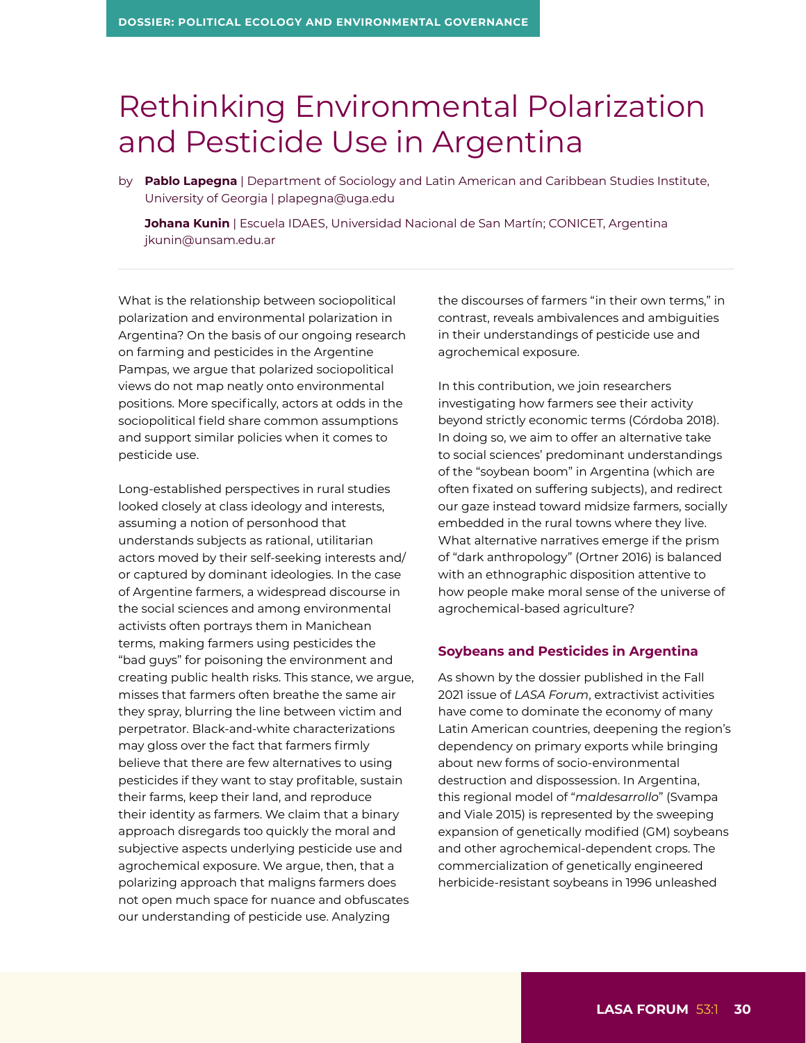DOSSIER: POLITICAL ECOLOGY AND ENVIRONMENTAL GOVERNANCE

# Rethinking Environmental Polarization and Pesticide Use in Argentina

by **Pablo Lapegna** | Department of Sociology and Latin American and Caribbean Studies Institute, University of Georgia | plapegna@uga.edu

**Johana Kunin** | Escuela IDAES, Universidad Nacional de San Martín; CONICET, Argentina jkunin@unsam.edu.ar

What is the relationship between sociopolitical polarization and environmental polarization in Argentina? On the basis of our ongoing research on farming and pesticides in the Argentine Pampas, we argue that polarized sociopolitical views do not map neatly onto environmental positions. More specifically, actors at odds in the sociopolitical field share common assumptions and support similar policies when it comes to pesticide use.

Long-established perspectives in rural studies looked closely at class ideology and interests, assuming a notion of personhood that understands subjects as rational, utilitarian actors moved by their self-seeking interests and/or captured by dominant ideologies. In the case of Argentine farmers, a widespread discourse in the social sciences and among environmental activists often portrays them in Manichean terms, making farmers using pesticides the "bad guys" for poisoning the environment and creating public health risks. This stance, we argue, misses that farmers often breathe the same air they spray, blurring the line between victim and perpetrator. Black-and-white characterizations may gloss over the fact that farmers firmly believe that there are few alternatives to using pesticides if they want to stay profitable, sustain their farms, keep their land, and reproduce their identity as farmers. We claim that a binary approach disregards too quickly the moral and subjective aspects underlying pesticide use and agrochemical exposure. We argue, then, that a polarizing approach that maligns farmers does not open much space for nuance and obfuscates our understanding of pesticide use. Analyzing the discourses of farmers "in their own terms," in contrast, reveals ambivalences and ambiguities in their understandings of pesticide use and agrochemical exposure.

In this contribution, we join researchers investigating how farmers see their activity beyond strictly economic terms (Córdoba 2018). In doing so, we aim to offer an alternative take to social sciences' predominant understandings of the "soybean boom" in Argentina (which are often fixated on suffering subjects), and redirect our gaze instead toward midsize farmers, socially embedded in the rural towns where they live. What alternative narratives emerge if the prism of "dark anthropology" (Ortner 2016) is balanced with an ethnographic disposition attentive to how people make moral sense of the universe of agrochemical-based agriculture?

## Soybeans and Pesticides in Argentina

As shown by the dossier published in the Fall 2021 issue of *LASA Forum*, extractivist activities have come to dominate the economy of many Latin American countries, deepening the region's dependency on primary exports while bringing about new forms of socio-environmental destruction and dispossession. In Argentina, this regional model of "*maldesarrollo*" (Svampa and Viale 2015) is represented by the sweeping expansion of genetically modified (GM) soybeans and other agrochemical-dependent crops. The commercialization of genetically engineered herbicide-resistant soybeans in 1996 unleashed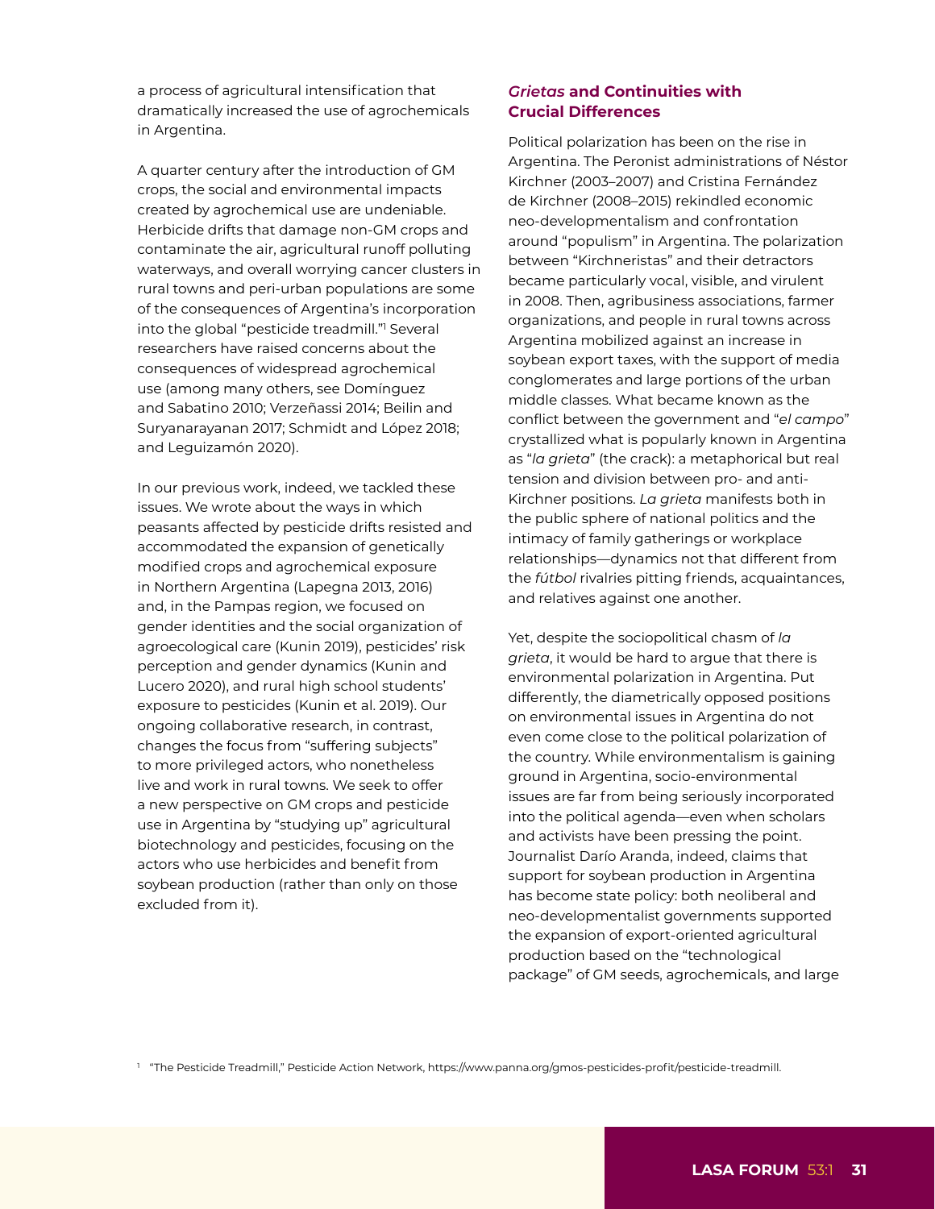a process of agricultural intensification that dramatically increased the use of agrochemicals in Argentina.

A quarter century after the introduction of GM crops, the social and environmental impacts created by agrochemical use are undeniable. Herbicide drifts that damage non-GM crops and contaminate the air, agricultural runoff polluting waterways, and overall worrying cancer clusters in rural towns and peri-urban populations are some of the consequences of Argentina's incorporation into the global "pesticide treadmill."[1] Several researchers have raised concerns about the consequences of widespread agrochemical use (among many others, see Domínguez and Sabatino 2010; Verzeñassi 2014; Beilin and Suryanarayanan 2017; Schmidt and López 2018; and Leguizamón 2020).

In our previous work, indeed, we tackled these issues. We wrote about the ways in which peasants affected by pesticide drifts resisted and accommodated the expansion of genetically modified crops and agrochemical exposure in Northern Argentina (Lapegna 2013, 2016) and, in the Pampas region, we focused on gender identities and the social organization of agroecological care (Kunin 2019), pesticides' risk perception and gender dynamics (Kunin and Lucero 2020), and rural high school students' exposure to pesticides (Kunin et al. 2019). Our ongoing collaborative research, in contrast, changes the focus from "suffering subjects" to more privileged actors, who nonetheless live and work in rural towns. We seek to offer a new perspective on GM crops and pesticide use in Argentina by "studying up" agricultural biotechnology and pesticides, focusing on the actors who use herbicides and benefit from soybean production (rather than only on those excluded from it).

## *Grietas* and Continuities with Crucial Differences

Political polarization has been on the rise in Argentina. The Peronist administrations of Néstor Kirchner (2003–2007) and Cristina Fernández de Kirchner (2008–2015) rekindled economic neo-developmentalism and confrontation around "populism" in Argentina. The polarization between "Kirchneristas" and their detractors became particularly vocal, visible, and virulent in 2008. Then, agribusiness associations, farmer organizations, and people in rural towns across Argentina mobilized against an increase in soybean export taxes, with the support of media conglomerates and large portions of the urban middle classes. What became known as the conflict between the government and "*el campo*" crystallized what is popularly known in Argentina as "*la grieta*" (the crack): a metaphorical but real tension and division between pro- and anti-Kirchner positions. *La grieta* manifests both in the public sphere of national politics and the intimacy of family gatherings or workplace relationships—dynamics not that different from the *fútbol* rivalries pitting friends, acquaintances, and relatives against one another.

Yet, despite the sociopolitical chasm of *la grieta*, it would be hard to argue that there is environmental polarization in Argentina. Put differently, the diametrically opposed positions on environmental issues in Argentina do not even come close to the political polarization of the country. While environmentalism is gaining ground in Argentina, socio-environmental issues are far from being seriously incorporated into the political agenda—even when scholars and activists have been pressing the point. Journalist Darío Aranda, indeed, claims that support for soybean production in Argentina has become state policy: both neoliberal and neo-developmentalist governments supported the expansion of export-oriented agricultural production based on the "technological package" of GM seeds, agrochemicals, and large

[1] "The Pesticide Treadmill," Pesticide Action Network, https://www.panna.org/gmos-pesticides-profit/pesticide-treadmill.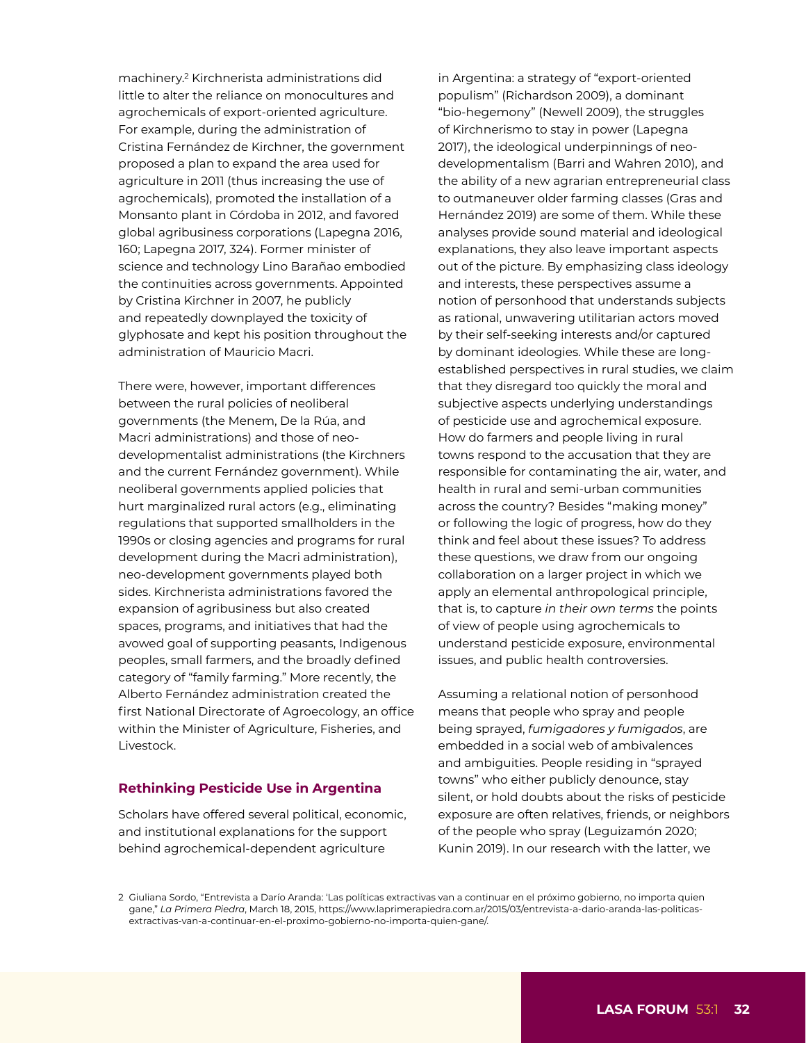machinery.[2] Kirchnerista administrations did little to alter the reliance on monocultures and agrochemicals of export-oriented agriculture. For example, during the administration of Cristina Fernández de Kirchner, the government proposed a plan to expand the area used for agriculture in 2011 (thus increasing the use of agrochemicals), promoted the installation of a Monsanto plant in Córdoba in 2012, and favored global agribusiness corporations (Lapegna 2016, 160; Lapegna 2017, 324). Former minister of science and technology Lino Barañao embodied the continuities across governments. Appointed by Cristina Kirchner in 2007, he publicly and repeatedly downplayed the toxicity of glyphosate and kept his position throughout the administration of Mauricio Macri.

There were, however, important differences between the rural policies of neoliberal governments (the Menem, De la Rúa, and Macri administrations) and those of neo-developmentalist administrations (the Kirchners and the current Fernández government). While neoliberal governments applied policies that hurt marginalized rural actors (e.g., eliminating regulations that supported smallholders in the 1990s or closing agencies and programs for rural development during the Macri administration), neo-development governments played both sides. Kirchnerista administrations favored the expansion of agribusiness but also created spaces, programs, and initiatives that had the avowed goal of supporting peasants, Indigenous peoples, small farmers, and the broadly defined category of "family farming." More recently, the Alberto Fernández administration created the first National Directorate of Agroecology, an office within the Minister of Agriculture, Fisheries, and Livestock.

## Rethinking Pesticide Use in Argentina

Scholars have offered several political, economic, and institutional explanations for the support behind agrochemical-dependent agriculture in Argentina: a strategy of "export-oriented populism" (Richardson 2009), a dominant "bio-hegemony" (Newell 2009), the struggles of Kirchnerismo to stay in power (Lapegna 2017), the ideological underpinnings of neo-developmentalism (Barri and Wahren 2010), and the ability of a new agrarian entrepreneurial class to outmaneuver older farming classes (Gras and Hernández 2019) are some of them. While these analyses provide sound material and ideological explanations, they also leave important aspects out of the picture. By emphasizing class ideology and interests, these perspectives assume a notion of personhood that understands subjects as rational, unwavering utilitarian actors moved by their self-seeking interests and/or captured by dominant ideologies. While these are long-established perspectives in rural studies, we claim that they disregard too quickly the moral and subjective aspects underlying understandings of pesticide use and agrochemical exposure. How do farmers and people living in rural towns respond to the accusation that they are responsible for contaminating the air, water, and health in rural and semi-urban communities across the country? Besides "making money" or following the logic of progress, how do they think and feel about these issues? To address these questions, we draw from our ongoing collaboration on a larger project in which we apply an elemental anthropological principle, that is, to capture *in their own terms* the points of view of people using agrochemicals to understand pesticide exposure, environmental issues, and public health controversies.

Assuming a relational notion of personhood means that people who spray and people being sprayed, *fumigadores y fumigados*, are embedded in a social web of ambivalences and ambiguities. People residing in "sprayed towns" who either publicly denounce, stay silent, or hold doubts about the risks of pesticide exposure are often relatives, friends, or neighbors of the people who spray (Leguizamón 2020; Kunin 2019). In our research with the latter, we

[2] Giuliana Sordo, "Entrevista a Darío Aranda: 'Las políticas extractivas van a continuar en el próximo gobierno, no importa quien gane,'" *La Primera Piedra*, March 18, 2015, https://www.laprimerapiedra.com.ar/2015/03/entrevista-a-dario-aranda-las-politicas-extractivas-van-a-continuar-en-el-proximo-gobierno-no-importa-quien-gane/.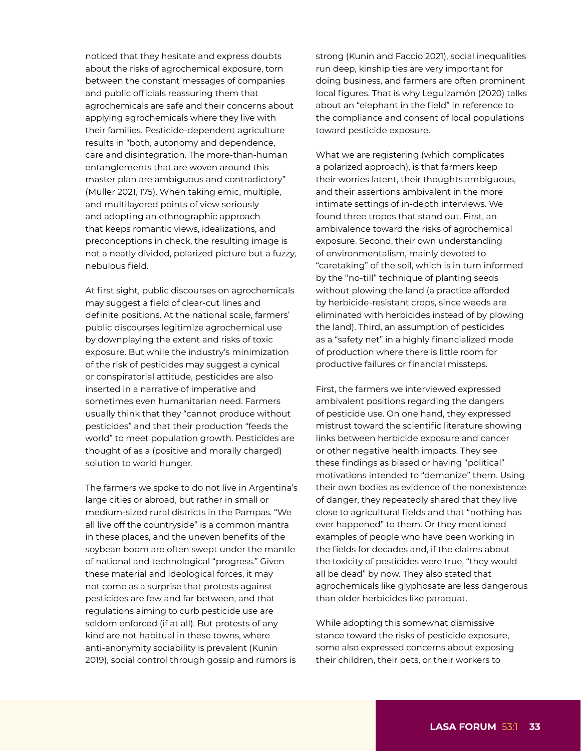noticed that they hesitate and express doubts about the risks of agrochemical exposure, torn between the constant messages of companies and public officials reassuring them that agrochemicals are safe and their concerns about applying agrochemicals where they live with their families. Pesticide-dependent agriculture results in "both, autonomy and dependence, care and disintegration. The more-than-human entanglements that are woven around this master plan are ambiguous and contradictory" (Müller 2021, 175). When taking emic, multiple, and multilayered points of view seriously and adopting an ethnographic approach that keeps romantic views, idealizations, and preconceptions in check, the resulting image is not a neatly divided, polarized picture but a fuzzy, nebulous field.

At first sight, public discourses on agrochemicals may suggest a field of clear-cut lines and definite positions. At the national scale, farmers' public discourses legitimize agrochemical use by downplaying the extent and risks of toxic exposure. But while the industry's minimization of the risk of pesticides may suggest a cynical or conspiratorial attitude, pesticides are also inserted in a narrative of imperative and sometimes even humanitarian need. Farmers usually think that they "cannot produce without pesticides" and that their production "feeds the world" to meet population growth. Pesticides are thought of as a (positive and morally charged) solution to world hunger.

The farmers we spoke to do not live in Argentina's large cities or abroad, but rather in small or medium-sized rural districts in the Pampas. "We all live off the countryside" is a common mantra in these places, and the uneven benefits of the soybean boom are often swept under the mantle of national and technological "progress." Given these material and ideological forces, it may not come as a surprise that protests against pesticides are few and far between, and that regulations aiming to curb pesticide use are seldom enforced (if at all). But protests of any kind are not habitual in these towns, where anti-anonymity sociability is prevalent (Kunin 2019), social control through gossip and rumors is strong (Kunin and Faccio 2021), social inequalities run deep, kinship ties are very important for doing business, and farmers are often prominent local figures. That is why Leguizamón (2020) talks about an "elephant in the field" in reference to the compliance and consent of local populations toward pesticide exposure.

What we are registering (which complicates a polarized approach), is that farmers keep their worries latent, their thoughts ambiguous, and their assertions ambivalent in the more intimate settings of in-depth interviews. We found three tropes that stand out. First, an ambivalence toward the risks of agrochemical exposure. Second, their own understanding of environmentalism, mainly devoted to "caretaking" of the soil, which is in turn informed by the "no-till" technique of planting seeds without plowing the land (a practice afforded by herbicide-resistant crops, since weeds are eliminated with herbicides instead of by plowing the land). Third, an assumption of pesticides as a "safety net" in a highly financialized mode of production where there is little room for productive failures or financial missteps.

First, the farmers we interviewed expressed ambivalent positions regarding the dangers of pesticide use. On one hand, they expressed mistrust toward the scientific literature showing links between herbicide exposure and cancer or other negative health impacts. They see these findings as biased or having "political" motivations intended to "demonize" them. Using their own bodies as evidence of the nonexistence of danger, they repeatedly shared that they live close to agricultural fields and that "nothing has ever happened" to them. Or they mentioned examples of people who have been working in the fields for decades and, if the claims about the toxicity of pesticides were true, "they would all be dead" by now. They also stated that agrochemicals like glyphosate are less dangerous than older herbicides like paraquat.

While adopting this somewhat dismissive stance toward the risks of pesticide exposure, some also expressed concerns about exposing their children, their pets, or their workers to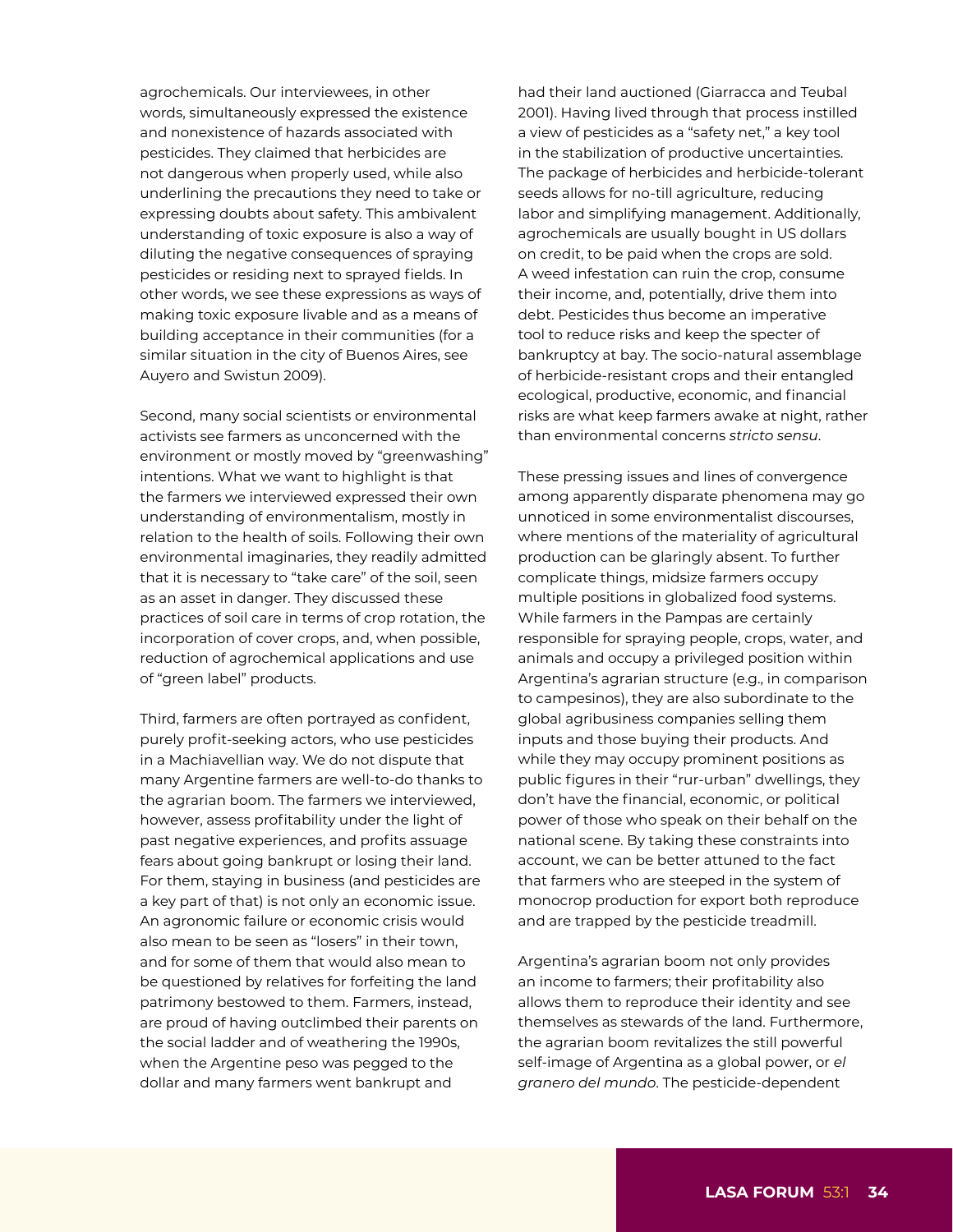agrochemicals. Our interviewees, in other words, simultaneously expressed the existence and nonexistence of hazards associated with pesticides. They claimed that herbicides are not dangerous when properly used, while also underlining the precautions they need to take or expressing doubts about safety. This ambivalent understanding of toxic exposure is also a way of diluting the negative consequences of spraying pesticides or residing next to sprayed fields. In other words, we see these expressions as ways of making toxic exposure livable and as a means of building acceptance in their communities (for a similar situation in the city of Buenos Aires, see Auyero and Swistun 2009).

Second, many social scientists or environmental activists see farmers as unconcerned with the environment or mostly moved by "greenwashing" intentions. What we want to highlight is that the farmers we interviewed expressed their own understanding of environmentalism, mostly in relation to the health of soils. Following their own environmental imaginaries, they readily admitted that it is necessary to "take care" of the soil, seen as an asset in danger. They discussed these practices of soil care in terms of crop rotation, the incorporation of cover crops, and, when possible, reduction of agrochemical applications and use of "green label" products.

Third, farmers are often portrayed as confident, purely profit-seeking actors, who use pesticides in a Machiavellian way. We do not dispute that many Argentine farmers are well-to-do thanks to the agrarian boom. The farmers we interviewed, however, assess profitability under the light of past negative experiences, and profits assuage fears about going bankrupt or losing their land. For them, staying in business (and pesticides are a key part of that) is not only an economic issue. An agronomic failure or economic crisis would also mean to be seen as "losers" in their town, and for some of them that would also mean to be questioned by relatives for forfeiting the land patrimony bestowed to them. Farmers, instead, are proud of having outclimbed their parents on the social ladder and of weathering the 1990s, when the Argentine peso was pegged to the dollar and many farmers went bankrupt and had their land auctioned (Giarracca and Teubal 2001). Having lived through that process instilled a view of pesticides as a "safety net," a key tool in the stabilization of productive uncertainties. The package of herbicides and herbicide-tolerant seeds allows for no-till agriculture, reducing labor and simplifying management. Additionally, agrochemicals are usually bought in US dollars on credit, to be paid when the crops are sold. A weed infestation can ruin the crop, consume their income, and, potentially, drive them into debt. Pesticides thus become an imperative tool to reduce risks and keep the specter of bankruptcy at bay. The socio-natural assemblage of herbicide-resistant crops and their entangled ecological, productive, economic, and financial risks are what keep farmers awake at night, rather than environmental concerns *stricto sensu*.

These pressing issues and lines of convergence among apparently disparate phenomena may go unnoticed in some environmentalist discourses, where mentions of the materiality of agricultural production can be glaringly absent. To further complicate things, midsize farmers occupy multiple positions in globalized food systems. While farmers in the Pampas are certainly responsible for spraying people, crops, water, and animals and occupy a privileged position within Argentina's agrarian structure (e.g., in comparison to campesinos), they are also subordinate to the global agribusiness companies selling them inputs and those buying their products. And while they may occupy prominent positions as public figures in their "rur-urban" dwellings, they don't have the financial, economic, or political power of those who speak on their behalf on the national scene. By taking these constraints into account, we can be better attuned to the fact that farmers who are steeped in the system of monocrop production for export both reproduce and are trapped by the pesticide treadmill.

Argentina's agrarian boom not only provides an income to farmers; their profitability also allows them to reproduce their identity and see themselves as stewards of the land. Furthermore, the agrarian boom revitalizes the still powerful self-image of Argentina as a global power, or *el granero del mundo*. The pesticide-dependent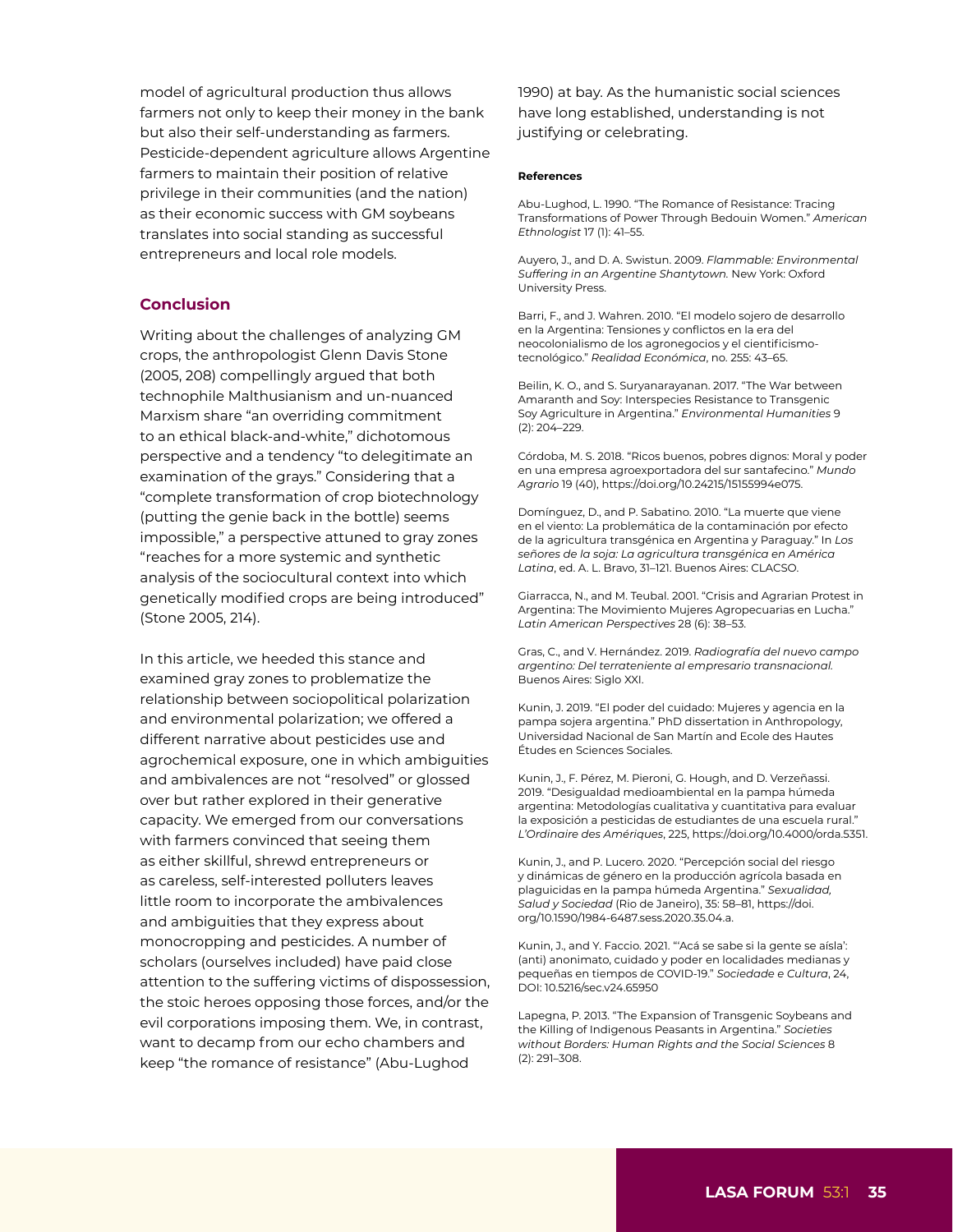model of agricultural production thus allows farmers not only to keep their money in the bank but also their self-understanding as farmers. Pesticide-dependent agriculture allows Argentine farmers to maintain their position of relative privilege in their communities (and the nation) as their economic success with GM soybeans translates into social standing as successful entrepreneurs and local role models.

## Conclusion

Writing about the challenges of analyzing GM crops, the anthropologist Glenn Davis Stone (2005, 208) compellingly argued that both technophile Malthusianism and un-nuanced Marxism share "an overriding commitment to an ethical black-and-white," dichotomous perspective and a tendency "to delegitimate an examination of the grays." Considering that a "complete transformation of crop biotechnology (putting the genie back in the bottle) seems impossible," a perspective attuned to gray zones "reaches for a more systemic and synthetic analysis of the sociocultural context into which genetically modified crops are being introduced" (Stone 2005, 214).

In this article, we heeded this stance and examined gray zones to problematize the relationship between sociopolitical polarization and environmental polarization; we offered a different narrative about pesticides use and agrochemical exposure, one in which ambiguities and ambivalences are not "resolved" or glossed over but rather explored in their generative capacity. We emerged from our conversations with farmers convinced that seeing them as either skillful, shrewd entrepreneurs or as careless, self-interested polluters leaves little room to incorporate the ambivalences and ambiguities that they express about monocropping and pesticides. A number of scholars (ourselves included) have paid close attention to the suffering victims of dispossession, the stoic heroes opposing those forces, and/or the evil corporations imposing them. We, in contrast, want to decamp from our echo chambers and keep "the romance of resistance" (Abu-Lughod 1990) at bay. As the humanistic social sciences have long established, understanding is not justifying or celebrating.

#### References

Abu-Lughod, L. 1990. "The Romance of Resistance: Tracing Transformations of Power Through Bedouin Women." *American Ethnologist* 17 (1): 41–55.

Auyero, J., and D. A. Swistun. 2009. *Flammable: Environmental Suffering in an Argentine Shantytown.* New York: Oxford University Press.

Barri, F., and J. Wahren. 2010. "El modelo sojero de desarrollo en la Argentina: Tensiones y conflictos en la era del neocolonialismo de los agronegocios y el cientificismo-tecnológico." *Realidad Económica*, no. 255: 43–65.

Beilin, K. O., and S. Suryanarayanan. 2017. "The War between Amaranth and Soy: Interspecies Resistance to Transgenic Soy Agriculture in Argentina." *Environmental Humanities* 9 (2): 204–229.

Córdoba, M. S. 2018. "Ricos buenos, pobres dignos: Moral y poder en una empresa agroexportadora del sur santafecino." *Mundo Agrario* 19 (40), https://doi.org/10.24215/15155994e075.

Domínguez, D., and P. Sabatino. 2010. "La muerte que viene en el viento: La problemática de la contaminación por efecto de la agricultura transgénica en Argentina y Paraguay." In *Los señores de la soja: La agricultura transgénica en América Latina*, ed. A. L. Bravo, 31–121. Buenos Aires: CLACSO.

Giarracca, N., and M. Teubal. 2001. "Crisis and Agrarian Protest in Argentina: The Movimiento Mujeres Agropecuarias en Lucha." *Latin American Perspectives* 28 (6): 38–53.

Gras, C., and V. Hernández. 2019. *Radiografía del nuevo campo argentino: Del terrateniente al empresario transnacional.* Buenos Aires: Siglo XXI.

Kunin, J. 2019. "El poder del cuidado: Mujeres y agencia en la pampa sojera argentina." PhD dissertation in Anthropology, Universidad Nacional de San Martín and Ecole des Hautes Études en Sciences Sociales.

Kunin, J., F. Pérez, M. Pieroni, G. Hough, and D. Verzeñassi. 2019. "Desigualdad medioambiental en la pampa húmeda argentina: Metodologías cualitativa y cuantitativa para evaluar la exposición a pesticidas de estudiantes de una escuela rural." *L'Ordinaire des Amériques*, 225, https://doi.org/10.4000/orda.5351.

Kunin, J., and P. Lucero. 2020. "Percepción social del riesgo y dinámicas de género en la producción agrícola basada en plaguicidas en la pampa húmeda Argentina." *Sexualidad, Salud y Sociedad* (Rio de Janeiro), 35: 58–81, https://doi.org/10.1590/1984-6487.sess.2020.35.04.a.

Kunin, J., and Y. Faccio. 2021. "'Acá se sabe si la gente se aísla': (anti) anonimato, cuidado y poder en localidades medianas y pequeñas en tiempos de COVID-19." *Sociedade e Cultura*, 24, DOI: 10.5216/sec.v24.65950

Lapegna, P. 2013. "The Expansion of Transgenic Soybeans and the Killing of Indigenous Peasants in Argentina." *Societies without Borders: Human Rights and the Social Sciences* 8 (2): 291–308.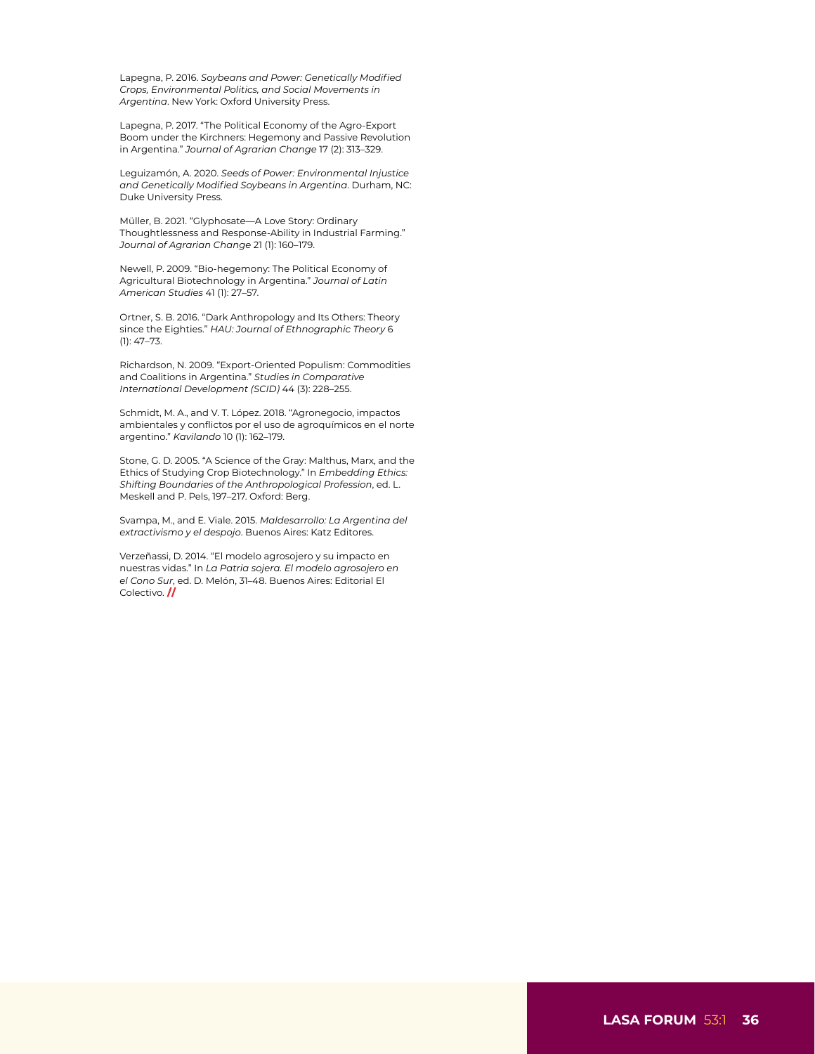Lapegna, P. 2016. *Soybeans and Power: Genetically Modified Crops, Environmental Politics, and Social Movements in Argentina*. New York: Oxford University Press.

Lapegna, P. 2017. "The Political Economy of the Agro-Export Boom under the Kirchners: Hegemony and Passive Revolution in Argentina." *Journal of Agrarian Change* 17 (2): 313–329.

Leguizamón, A. 2020. *Seeds of Power: Environmental Injustice and Genetically Modified Soybeans in Argentina*. Durham, NC: Duke University Press.

Müller, B. 2021. "Glyphosate—A Love Story: Ordinary Thoughtlessness and Response-Ability in Industrial Farming." *Journal of Agrarian Change* 21 (1): 160–179.

Newell, P. 2009. "Bio-hegemony: The Political Economy of Agricultural Biotechnology in Argentina." *Journal of Latin American Studies* 41 (1): 27–57.

Ortner, S. B. 2016. "Dark Anthropology and Its Others: Theory since the Eighties." *HAU: Journal of Ethnographic Theory* 6 (1): 47–73.

Richardson, N. 2009. "Export-Oriented Populism: Commodities and Coalitions in Argentina." *Studies in Comparative International Development (SCID)* 44 (3): 228–255.

Schmidt, M. A., and V. T. López. 2018. "Agronegocio, impactos ambientales y conflictos por el uso de agroquímicos en el norte argentino." *Kavilando* 10 (1): 162–179.

Stone, G. D. 2005. "A Science of the Gray: Malthus, Marx, and the Ethics of Studying Crop Biotechnology." In *Embedding Ethics: Shifting Boundaries of the Anthropological Profession*, ed. L. Meskell and P. Pels, 197–217. Oxford: Berg.

Svampa, M., and E. Viale. 2015. *Maldesarrollo: La Argentina del extractivismo y el despojo*. Buenos Aires: Katz Editores.

Verzeñassi, D. 2014. "El modelo agrosojero y su impacto en nuestras vidas." In *La Patria sojera. El modelo agrosojero en el Cono Sur*, ed. D. Melón, 31–48. Buenos Aires: Editorial El Colectivo.